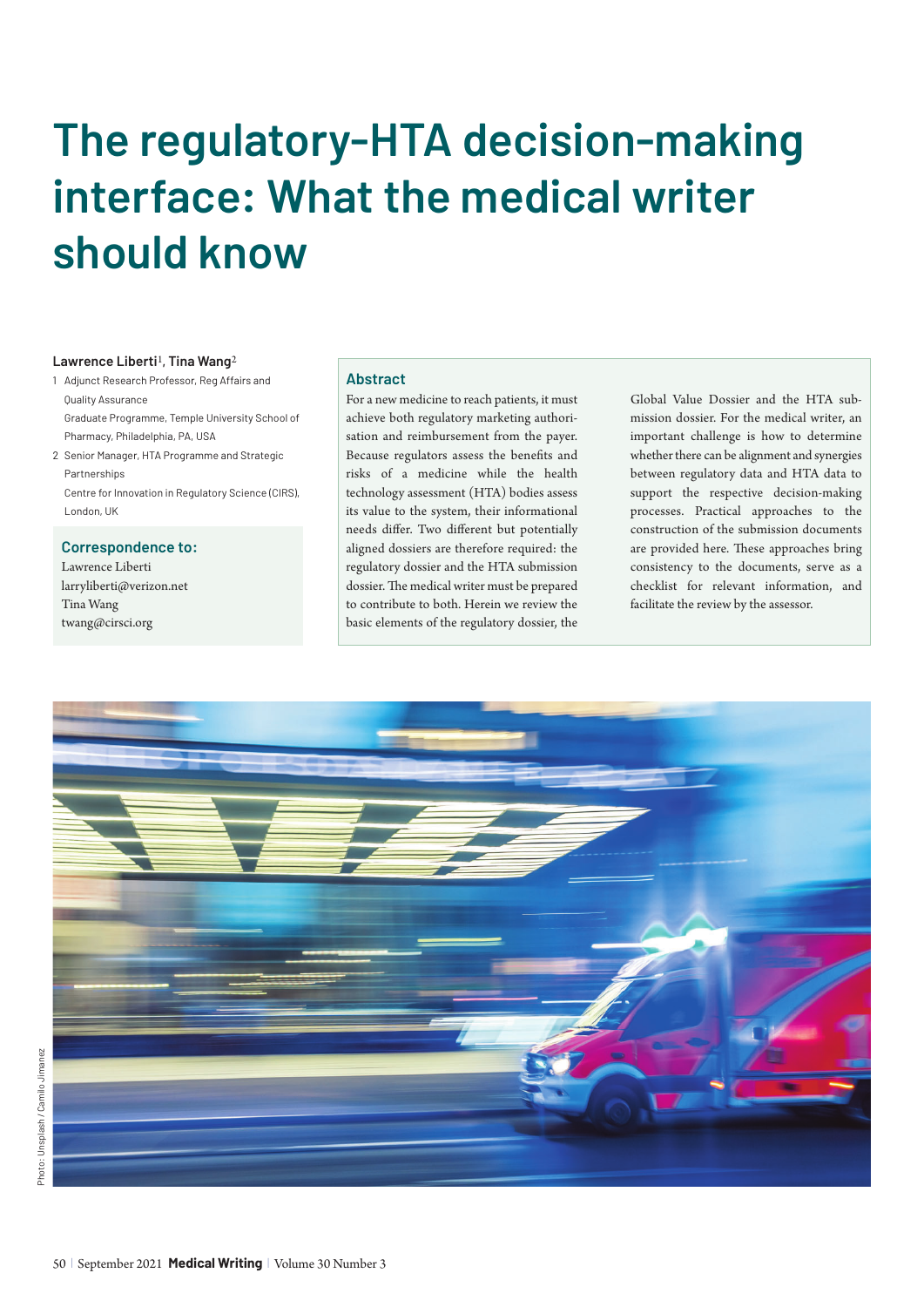# The regulatory-HTA decision-making interface: What the medical writer should know

**Lawrence Liberti**[1], **Tina Wang**[2]

1. Adjunct Research Professor, Reg Affairs and Quality Assurance Graduate Programme, Temple University School of Pharmacy, Philadelphia, PA, USA
2. Senior Manager, HTA Programme and Strategic Partnerships Centre for Innovation in Regulatory Science (CIRS), London, UK

### Correspondence to:

Lawrence Liberti
larryliberti@verizon.net
Tina Wang
twang@cirsci.org

## Abstract

For a new medicine to reach patients, it must achieve both regulatory marketing authorisation and reimbursement from the payer. Because regulators assess the benefits and risks of a medicine while the health technology assessment (HTA) bodies assess its value to the system, their informational needs differ. Two different but potentially aligned dossiers are therefore required: the regulatory dossier and the HTA submission dossier. The medical writer must be prepared to contribute to both. Herein we review the basic elements of the regulatory dossier, the Global Value Dossier and the HTA submission dossier. For the medical writer, an important challenge is how to determine whether there can be alignment and synergies between regulatory data and HTA data to support the respective decision-making processes. Practical approaches to the construction of the submission documents are provided here. These approaches bring consistency to the documents, serve as a checklist for relevant information, and facilitate the review by the assessor.

Photo: Unsplash / Camilo Jimenez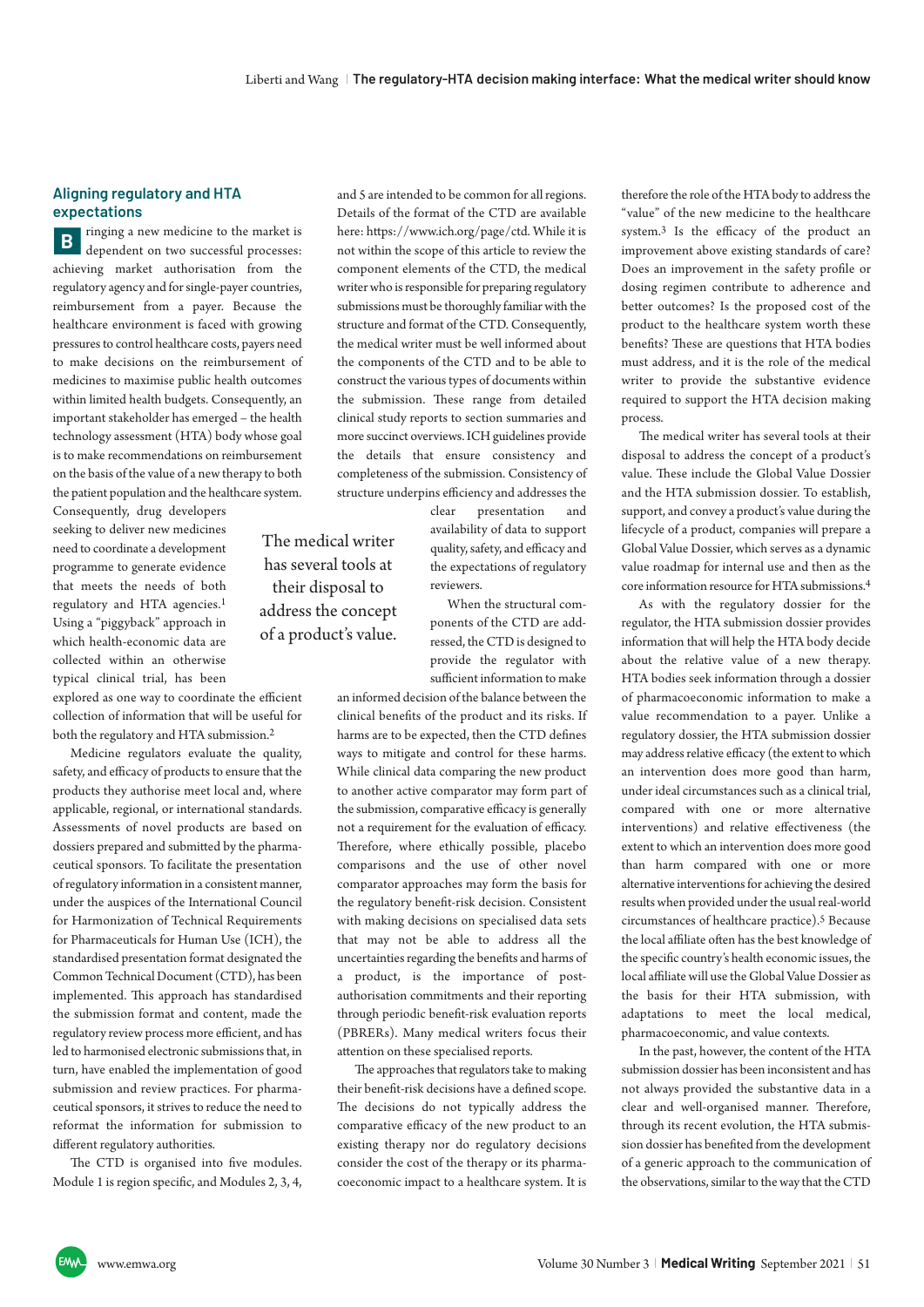## Aligning regulatory and HTA expectations

Bringing a new medicine to the market is dependent on two successful processes: achieving market authorisation from the regulatory agency and for single-payer countries, reimbursement from a payer. Because the healthcare environment is faced with growing pressures to control healthcare costs, payers need to make decisions on the reimbursement of medicines to maximise public health outcomes within limited health budgets. Consequently, an important stakeholder has emerged – the health technology assessment (HTA) body whose goal is to make recommendations on reimbursement on the basis of the value of a new therapy to both the patient population and the healthcare system. Consequently, drug developers seeking to deliver new medicines need to coordinate a development programme to generate evidence that meets the needs of both regulatory and HTA agencies.[1] Using a "piggyback" approach in which health-economic data are collected within an otherwise typical clinical trial, has been explored as one way to coordinate the efficient collection of information that will be useful for both the regulatory and HTA submission.[2]

Medicine regulators evaluate the quality, safety, and efficacy of products to ensure that the products they authorise meet local and, where applicable, regional, or international standards. Assessments of novel products are based on dossiers prepared and submitted by the pharmaceutical sponsors. To facilitate the presentation of regulatory information in a consistent manner, under the auspices of the International Council for Harmonization of Technical Requirements for Pharmaceuticals for Human Use (ICH), the standardised presentation format designated the Common Technical Document (CTD), has been implemented. This approach has standardised the submission format and content, made the regulatory review process more efficient, and has led to harmonised electronic submissions that, in turn, have enabled the implementation of good submission and review practices. For pharmaceutical sponsors, it strives to reduce the need to reformat the information for submission to different regulatory authorities.

The CTD is organised into five modules. Module 1 is region specific, and Modules 2, 3, 4, and 5 are intended to be common for all regions. Details of the format of the CTD are available here: https://www.ich.org/page/ctd. While it is not within the scope of this article to review the component elements of the CTD, the medical writer who is responsible for preparing regulatory submissions must be thoroughly familiar with the structure and format of the CTD. Consequently, the medical writer must be well informed about the components of the CTD and to be able to construct the various types of documents within the submission. These range from detailed clinical study reports to section summaries and more succinct overviews. ICH guidelines provide the details that ensure consistency and completeness of the submission. Consistency of structure underpins efficiency and addresses the clear presentation and availability of data to support quality, safety, and efficacy and the expectations of regulatory reviewers.

> The medical writer has several tools at their disposal to address the concept of a product's value.

When the structural components of the CTD are addressed, the CTD is designed to provide the regulator with sufficient information to make an informed decision of the balance between the clinical benefits of the product and its risks. If harms are to be expected, then the CTD defines ways to mitigate and control for these harms. While clinical data comparing the new product to another active comparator may form part of the submission, comparative efficacy is generally not a requirement for the evaluation of efficacy. Therefore, where ethically possible, placebo comparisons and the use of other novel comparator approaches may form the basis for the regulatory benefit-risk decision. Consistent with making decisions on specialised data sets that may not be able to address all the uncertainties regarding the benefits and harms of a product, is the importance of post-authorisation commitments and their reporting through periodic benefit-risk evaluation reports (PBRERs). Many medical writers focus their attention on these specialised reports.

The approaches that regulators take to making their benefit-risk decisions have a defined scope. The decisions do not typically address the comparative efficacy of the new product to an existing therapy nor do regulatory decisions consider the cost of the therapy or its pharmacoeconomic impact to a healthcare system. It is therefore the role of the HTA body to address the "value" of the new medicine to the healthcare system.[3] Is the efficacy of the product an improvement above existing standards of care? Does an improvement in the safety profile or dosing regimen contribute to adherence and better outcomes? Is the proposed cost of the product to the healthcare system worth these benefits? These are questions that HTA bodies must address, and it is the role of the medical writer to provide the substantive evidence required to support the HTA decision making process.

The medical writer has several tools at their disposal to address the concept of a product's value. These include the Global Value Dossier and the HTA submission dossier. To establish, support, and convey a product's value during the lifecycle of a product, companies will prepare a Global Value Dossier, which serves as a dynamic value roadmap for internal use and then as the core information resource for HTA submissions.[4]

As with the regulatory dossier for the regulator, the HTA submission dossier provides information that will help the HTA body decide about the relative value of a new therapy. HTA bodies seek information through a dossier of pharmacoeconomic information to make a value recommendation to a payer. Unlike a regulatory dossier, the HTA submission dossier may address relative efficacy (the extent to which an intervention does more good than harm, under ideal circumstances such as a clinical trial, compared with one or more alternative interventions) and relative effectiveness (the extent to which an intervention does more good than harm compared with one or more alternative interventions for achieving the desired results when provided under the usual real-world circumstances of healthcare practice).[5] Because the local affiliate often has the best knowledge of the specific country's health economic issues, the local affiliate will use the Global Value Dossier as the basis for their HTA submission, with adaptations to meet the local medical, pharmacoeconomic, and value contexts.

In the past, however, the content of the HTA submission dossier has been inconsistent and has not always provided the substantive data in a clear and well-organised manner. Therefore, through its recent evolution, the HTA submission dossier has benefited from the development of a generic approach to the communication of the observations, similar to the way that the CTD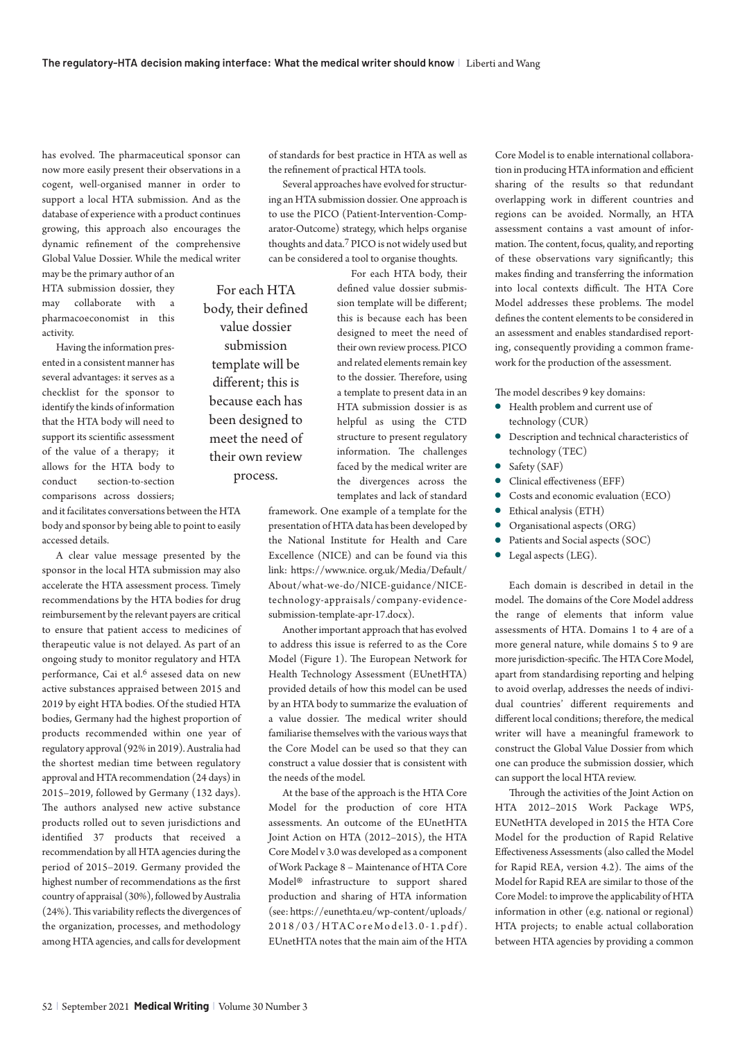has evolved. The pharmaceutical sponsor can now more easily present their observations in a cogent, well-organised manner in order to support a local HTA submission. And as the database of experience with a product continues growing, this approach also encourages the dynamic refinement of the comprehensive Global Value Dossier. While the medical writer may be the primary author of an HTA submission dossier, they may collaborate with a pharmacoeconomist in this activity.

Having the information presented in a consistent manner has several advantages: it serves as a checklist for the sponsor to identify the kinds of information that the HTA body will need to support its scientific assessment of the value of a therapy; it allows for the HTA body to conduct section-to-section comparisons across dossiers; and it facilitates conversations between the HTA body and sponsor by being able to point to easily accessed details.

A clear value message presented by the sponsor in the local HTA submission may also accelerate the HTA assessment process. Timely recommendations by the HTA bodies for drug reimbursement by the relevant payers are critical to ensure that patient access to medicines of therapeutic value is not delayed. As part of an ongoing study to monitor regulatory and HTA performance, Cai et al.[6] assesed data on new active substances appraised between 2015 and 2019 by eight HTA bodies. Of the studied HTA bodies, Germany had the highest proportion of products recommended within one year of regulatory approval (92% in 2019). Australia had the shortest median time between regulatory approval and HTA recommendation (24 days) in 2015–2019, followed by Germany (132 days). The authors analysed new active substance products rolled out to seven jurisdictions and identified 37 products that received a recommendation by all HTA agencies during the period of 2015–2019. Germany provided the highest number of recommendations as the first country of appraisal (30%), followed by Australia (24%). This variability reflects the divergences of the organization, processes, and methodology among HTA agencies, and calls for development of standards for best practice in HTA as well as the refinement of practical HTA tools.

Several approaches have evolved for structuring an HTA submission dossier. One approach is to use the PICO (Patient-Intervention-Comparator-Outcome) strategy, which helps organise thoughts and data.[7] PICO is not widely used but can be considered a tool to organise thoughts.

> For each HTA body, their defined value dossier submission template will be different; this is because each has been designed to meet the need of their own review process.

For each HTA body, their defined value dossier submission template will be different; this is because each has been designed to meet the need of their own review process. PICO and related elements remain key to the dossier. Therefore, using a template to present data in an HTA submission dossier is as helpful as using the CTD structure to present regulatory information. The challenges faced by the medical writer are the divergences across the templates and lack of standard framework. One example of a template for the presentation of HTA data has been developed by the National Institute for Health and Care Excellence (NICE) and can be found via this link: https://www.nice.org.uk/Media/Default/About/what-we-do/NICE-guidance/NICE-technology-appraisals/company-evidence-submission-template-apr-17.docx).

Another important approach that has evolved to address this issue is referred to as the Core Model (Figure 1). The European Network for Health Technology Assessment (EUnetHTA) provided details of how this model can be used by an HTA body to summarize the evaluation of a value dossier. The medical writer should familiarise themselves with the various ways that the Core Model can be used so that they can construct a value dossier that is consistent with the needs of the model.

At the base of the approach is the HTA Core Model for the production of core HTA assessments. An outcome of the EUnetHTA Joint Action on HTA (2012–2015), the HTA Core Model v 3.0 was developed as a component of Work Package 8 – Maintenance of HTA Core Model® infrastructure to support shared production and sharing of HTA information (see: https://eunethta.eu/wp-content/uploads/2018/03/HTACoreModel3.0-1.pdf). EUnetHTA notes that the main aim of the HTA Core Model is to enable international collaboration in producing HTA information and efficient sharing of the results so that redundant overlapping work in different countries and regions can be avoided. Normally, an HTA assessment contains a vast amount of information. The content, focus, quality, and reporting of these observations vary significantly; this makes finding and transferring the information into local contexts difficult. The HTA Core Model addresses these problems. The model defines the content elements to be considered in an assessment and enables standardised reporting, consequently providing a common framework for the production of the assessment.

The model describes 9 key domains:

- Health problem and current use of technology (CUR)
- Description and technical characteristics of technology (TEC)
- Safety (SAF)
- Clinical effectiveness (EFF)
- Costs and economic evaluation (ECO)
- Ethical analysis (ETH)
- Organisational aspects (ORG)
- Patients and Social aspects (SOC)
- Legal aspects (LEG).

Each domain is described in detail in the model. The domains of the Core Model address the range of elements that inform value assessments of HTA. Domains 1 to 4 are of a more general nature, while domains 5 to 9 are more jurisdiction-specific. The HTA Core Model, apart from standardising reporting and helping to avoid overlap, addresses the needs of individual countries' different requirements and different local conditions; therefore, the medical writer will have a meaningful framework to construct the Global Value Dossier from which one can produce the submission dossier, which can support the local HTA review.

Through the activities of the Joint Action on HTA 2012–2015 Work Package WP5, EUNetHTA developed in 2015 the HTA Core Model for the production of Rapid Relative Effectiveness Assessments (also called the Model for Rapid REA, version 4.2). The aims of the Model for Rapid REA are similar to those of the Core Model: to improve the applicability of HTA information in other (e.g. national or regional) HTA projects; to enable actual collaboration between HTA agencies by providing a common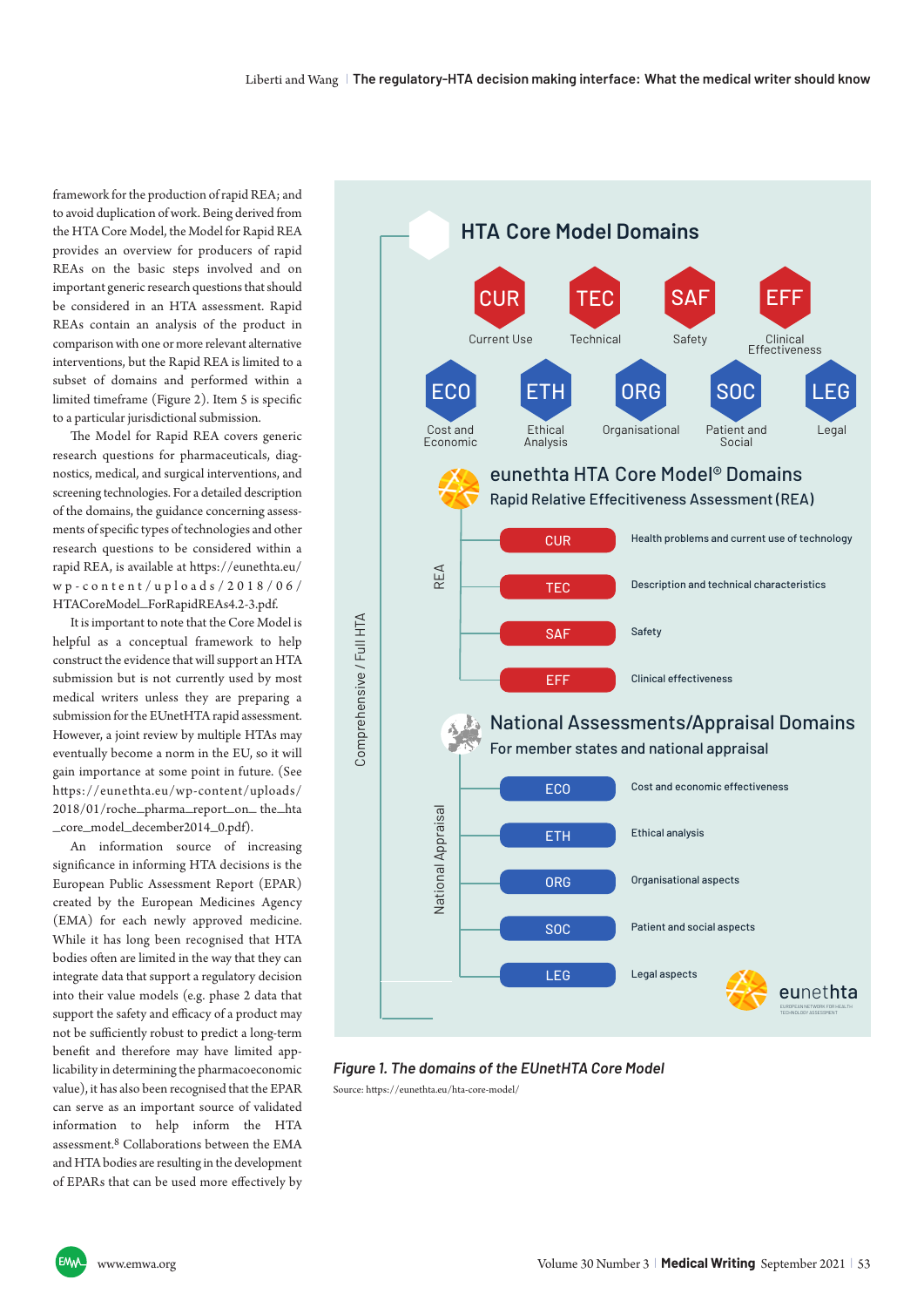framework for the production of rapid REA; and to avoid duplication of work. Being derived from the HTA Core Model, the Model for Rapid REA provides an overview for producers of rapid REAs on the basic steps involved and on important generic research questions that should be considered in an HTA assessment. Rapid REAs contain an analysis of the product in comparison with one or more relevant alternative interventions, but the Rapid REA is limited to a subset of domains and performed within a limited timeframe (Figure 2). Item 5 is specific to a particular jurisdictional submission.

The Model for Rapid REA covers generic research questions for pharmaceuticals, diagnostics, medical, and surgical interventions, and screening technologies. For a detailed description of the domains, the guidance concerning assessments of specific types of technologies and other research questions to be considered within a rapid REA, is available at https://eunethta.eu/wp-content/uploads/2018/06/HTACoreModel_ForRapidREAs4.2-3.pdf.

It is important to note that the Core Model is helpful as a conceptual framework to help construct the evidence that will support an HTA submission but is not currently used by most medical writers unless they are preparing a submission for the EUnetHTA rapid assessment. However, a joint review by multiple HTAs may eventually become a norm in the EU, so it will gain importance at some point in future. (See https://eunethta.eu/wp-content/uploads/2018/01/roche_pharma_report_on_the_hta_core_model_december2014_0.pdf).

An information source of increasing significance in informing HTA decisions is the European Public Assessment Report (EPAR) created by the European Medicines Agency (EMA) for each newly approved medicine. While it has long been recognised that HTA bodies often are limited in the way that they can integrate data that support a regulatory decision into their value models (e.g. phase 2 data that support the safety and efficacy of a product may not be sufficiently robust to predict a long-term benefit and therefore may have limited applicability in determining the pharmacoeconomic value), it has also been recognised that the EPAR can serve as an important source of validated information to help inform the HTA assessment.[8] Collaborations between the EMA and HTA bodies are resulting in the development of EPARs that can be used more effectively by

**HTA Core Model Domains**

CUR – Current Use; TEC – Technical; SAF – Safety; EFF – Clinical Effectiveness; ECO – Cost and Economic; ETH – Ethical Analysis; ORG – Organisational; SOC – Patient and Social; LEG – Legal

Comprehensive / Full HTA

**eunethta HTA Core Model® Domains**
Rapid Relative Effeitiveness Assessment (REA)

REA
- CUR – Health problems and current use of technology
- TEC – Description and technical characteristics
- SAF – Safety
- EFF – Clinical effectiveness

**National Assessments/Appraisal Domains**
For member states and national appraisal

National Appraisal
- ECO – Cost and economic effectiveness
- ETH – Ethical analysis
- ORG – Organisational aspects
- SOC – Patient and social aspects
- LEG – Legal aspects

eunethta – European Network for Health Technology Assessment

***Figure 1. The domains of the EUnetHTA Core Model***

Source: https://eunethta.eu/hta-core-model/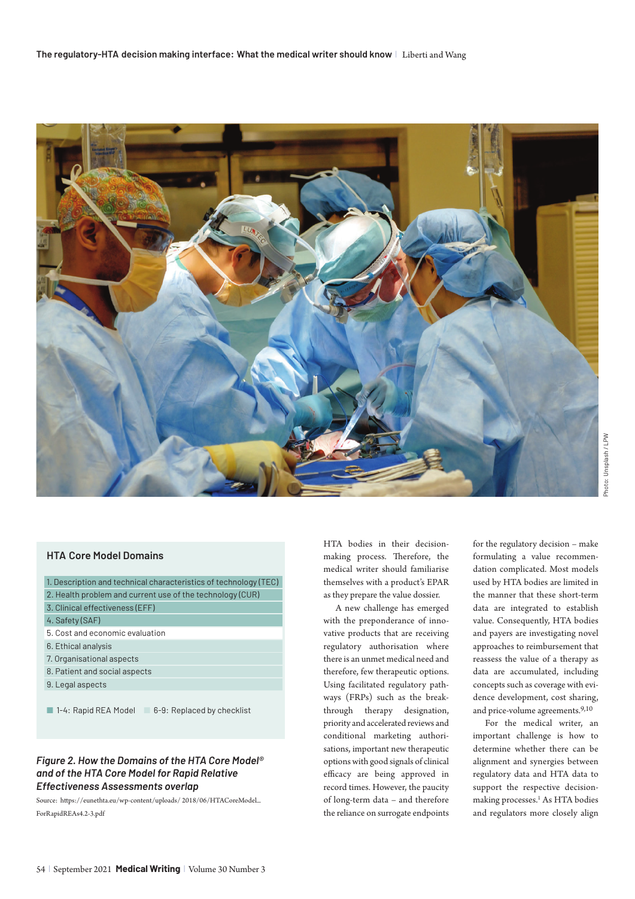### HTA Core Model Domains

| |
|---|
| 1. Description and technical characteristics of technology (TEC) |
| 2. Health problem and current use of the technology (CUR) |
| 3. Clinical effectiveness (EFF) |
| 4. Safety (SAF) |
| 5. Cost and economic evaluation |
| 6. Ethical analysis |
| 7. Organisational aspects |
| 8. Patient and social aspects |
| 9. Legal aspects |

1-4: Rapid REA Model   6-9: Replaced by checklist

***Figure 2. How the Domains of the HTA Core Model® and of the HTA Core Model for Rapid Relative Effectiveness Assessments overlap***

Source: https://eunethta.eu/wp-content/uploads/ 2018/06/HTACoreModel_ForRapidREAs4.2-3.pdf

HTA bodies in their decision-making process. Therefore, the medical writer should familiarise themselves with a product's EPAR as they prepare the value dossier.

A new challenge has emerged with the preponderance of innovative products that are receiving regulatory authorisation where there is an unmet medical need and therefore, few therapeutic options. Using facilitated regulatory pathways (FRPs) such as the breakthrough therapy designation, priority and accelerated reviews and conditional marketing authorisations, important new therapeutic options with good signals of clinical efficacy are being approved in record times. However, the paucity of long-term data – and therefore the reliance on surrogate endpoints for the regulatory decision – make formulating a value recommendation complicated. Most models used by HTA bodies are limited in the manner that these short-term data are integrated to establish value. Consequently, HTA bodies and payers are investigating novel approaches to reimbursement that reassess the value of a therapy as data are accumulated, including concepts such as coverage with evidence development, cost sharing, and price-volume agreements.[9,10]

For the medical writer, an important challenge is how to determine whether there can be alignment and synergies between regulatory data and HTA data to support the respective decision-making processes.[1] As HTA bodies and regulators more closely align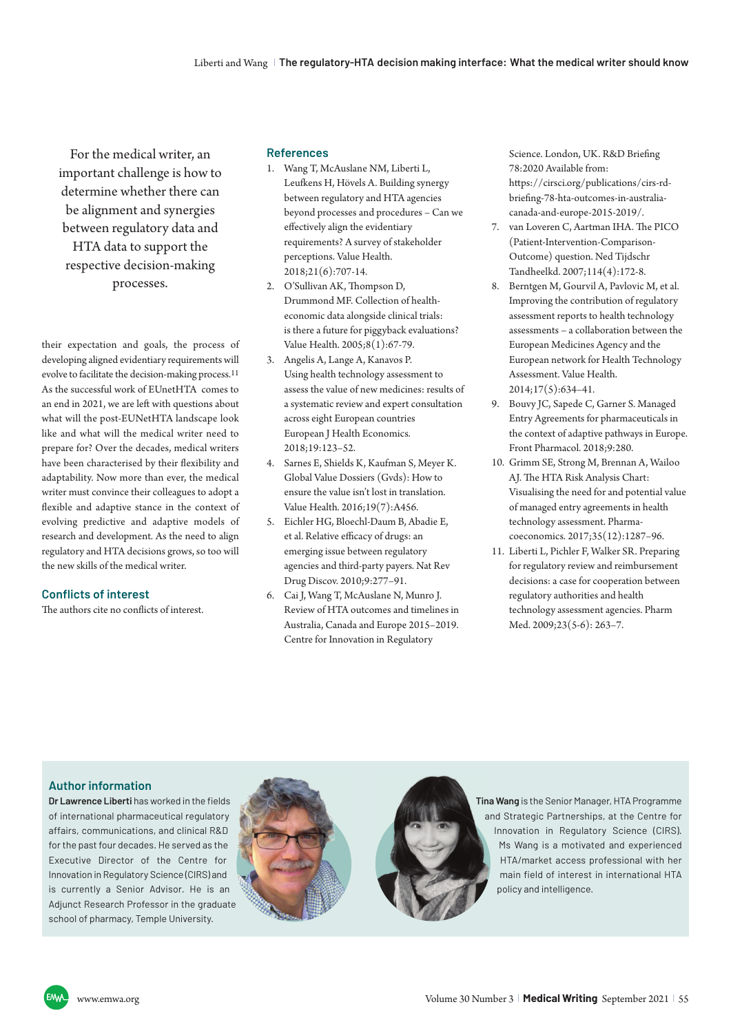For the medical writer, an important challenge is how to determine whether there can be alignment and synergies between regulatory data and HTA data to support the respective decision-making processes.

their expectation and goals, the process of developing aligned evidentiary requirements will evolve to facilitate the decision-making process.[11] As the successful work of EUnetHTA comes to an end in 2021, we are left with questions about what will the post-EUNetHTA landscape look like and what will the medical writer need to prepare for? Over the decades, medical writers have been characterised by their flexibility and adaptability. Now more than ever, the medical writer must convince their colleagues to adopt a flexible and adaptive stance in the context of evolving predictive and adaptive models of research and development. As the need to align regulatory and HTA decisions grows, so too will the new skills of the medical writer.

## Conflicts of interest

The authors cite no conflicts of interest.

## References

1. Wang T, McAuslane NM, Liberti L, Leufkens H, Hövels A. Building synergy between regulatory and HTA agencies beyond processes and procedures – Can we effectively align the evidentiary requirements? A survey of stakeholder perceptions. Value Health. 2018;21(6):707-14.
2. O'Sullivan AK, Thompson D, Drummond MF. Collection of health-economic data alongside clinical trials: is there a future for piggyback evaluations? Value Health. 2005;8(1):67-79.
3. Angelis A, Lange A, Kanavos P. Using health technology assessment to assess the value of new medicines: results of a systematic review and expert consultation across eight European countries European J Health Economics. 2018;19:123–52.
4. Sarnes E, Shields K, Kaufman S, Meyer K. Global Value Dossiers (Gvds): How to ensure the value isn't lost in translation. Value Health. 2016;19(7):A456.
5. Eichler HG, Bloechl-Daum B, Abadie E, et al. Relative efficacy of drugs: an emerging issue between regulatory agencies and third-party payers. Nat Rev Drug Discov. 2010;9:277–91.
6. Cai J, Wang T, McAuslane N, Munro J. Review of HTA outcomes and timelines in Australia, Canada and Europe 2015–2019. Centre for Innovation in Regulatory Science. London, UK. R&D Briefing 78:2020 Available from: https://cirsci.org/publications/cirs-rd-briefing-78-hta-outcomes-in-australia-canada-and-europe-2015-2019/.
7. van Loveren C, Aartman IHA. The PICO (Patient-Intervention-Comparison-Outcome) question. Ned Tijdschr Tandheelkd. 2007;114(4):172-8.
8. Berntgen M, Gourvil A, Pavlovic M, et al. Improving the contribution of regulatory assessment reports to health technology assessments – a collaboration between the European Medicines Agency and the European network for Health Technology Assessment. Value Health. 2014;17(5):634–41.
9. Bouvy JC, Sapede C, Garner S. Managed Entry Agreements for pharmaceuticals in the context of adaptive pathways in Europe. Front Pharmacol. 2018;9:280.
10. Grimm SE, Strong M, Brennan A, Wailoo AJ. The HTA Risk Analysis Chart: Visualising the need for and potential value of managed entry agreements in health technology assessment. Pharmacoeconomics. 2017;35(12):1287–96.
11. Liberti L, Pichler F, Walker SR. Preparing for regulatory review and reimbursement decisions: a case for cooperation between regulatory authorities and health technology assessment agencies. Pharm Med. 2009;23(5-6): 263–7.

## Author information

**Dr Lawrence Liberti** has worked in the fields of international pharmaceutical regulatory affairs, communications, and clinical R&D for the past four decades. He served as the Executive Director of the Centre for Innovation in Regulatory Science (CIRS) and is currently a Senior Advisor. He is an Adjunct Research Professor in the graduate school of pharmacy, Temple University.

**Tina Wang** is the Senior Manager, HTA Programme and Strategic Partnerships, at the Centre for Innovation in Regulatory Science (CIRS). Ms Wang is a motivated and experienced HTA/market access professional with her main field of interest in international HTA policy and intelligence.